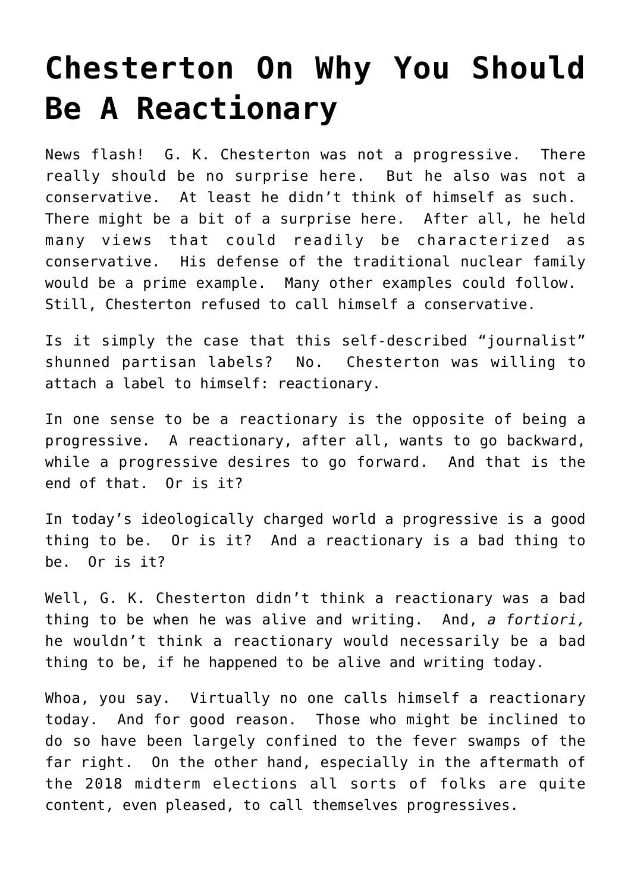# Chesterton On Why You Should Be A Reactionary

News flash! G. K. Chesterton was not a progressive. There really should be no surprise here. But he also was not a conservative. At least he didn't think of himself as such. There might be a bit of a surprise here. After all, he held many views that could readily be characterized as conservative. His defense of the traditional nuclear family would be a prime example. Many other examples could follow. Still, Chesterton refused to call himself a conservative.

Is it simply the case that this self-described "journalist" shunned partisan labels? No. Chesterton was willing to attach a label to himself: reactionary.

In one sense to be a reactionary is the opposite of being a progressive. A reactionary, after all, wants to go backward, while a progressive desires to go forward. And that is the end of that. Or is it?

In today's ideologically charged world a progressive is a good thing to be. Or is it? And a reactionary is a bad thing to be. Or is it?

Well, G. K. Chesterton didn't think a reactionary was a bad thing to be when he was alive and writing. And, *a fortiori,* he wouldn't think a reactionary would necessarily be a bad thing to be, if he happened to be alive and writing today.

Whoa, you say. Virtually no one calls himself a reactionary today. And for good reason. Those who might be inclined to do so have been largely confined to the fever swamps of the far right. On the other hand, especially in the aftermath of the 2018 midterm elections all sorts of folks are quite content, even pleased, to call themselves progressives.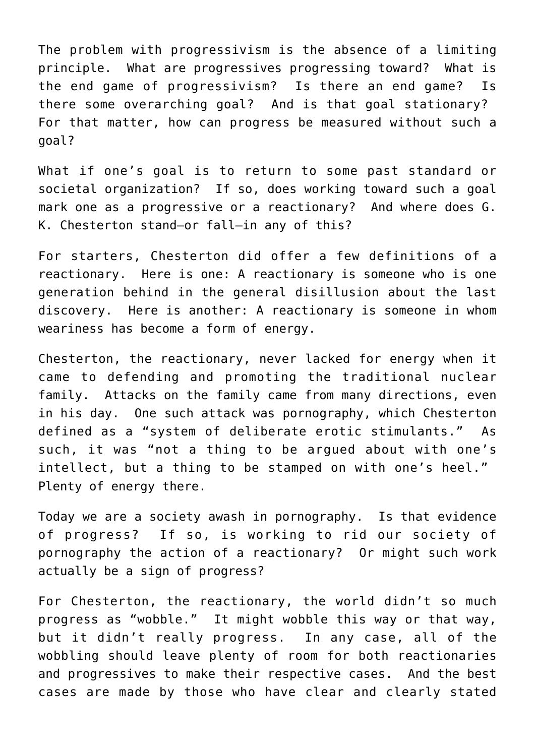The problem with progressivism is the absence of a limiting principle. What are progressives progressing toward? What is the end game of progressivism? Is there an end game? Is there some overarching goal? And is that goal stationary? For that matter, how can progress be measured without such a goal?

What if one's goal is to return to some past standard or societal organization? If so, does working toward such a goal mark one as a progressive or a reactionary? And where does G. K. Chesterton stand—or fall—in any of this?

For starters, Chesterton did offer a few definitions of a reactionary. Here is one: A reactionary is someone who is one generation behind in the general disillusion about the last discovery. Here is another: A reactionary is someone in whom weariness has become a form of energy.

Chesterton, the reactionary, never lacked for energy when it came to defending and promoting the traditional nuclear family. Attacks on the family came from many directions, even in his day. One such attack was pornography, which Chesterton defined as a "system of deliberate erotic stimulants." As such, it was "not a thing to be argued about with one's intellect, but a thing to be stamped on with one's heel." Plenty of energy there.

Today we are a society awash in pornography. Is that evidence of progress? If so, is working to rid our society of pornography the action of a reactionary? Or might such work actually be a sign of progress?

For Chesterton, the reactionary, the world didn't so much progress as "wobble." It might wobble this way or that way, but it didn't really progress. In any case, all of the wobbling should leave plenty of room for both reactionaries and progressives to make their respective cases. And the best cases are made by those who have clear and clearly stated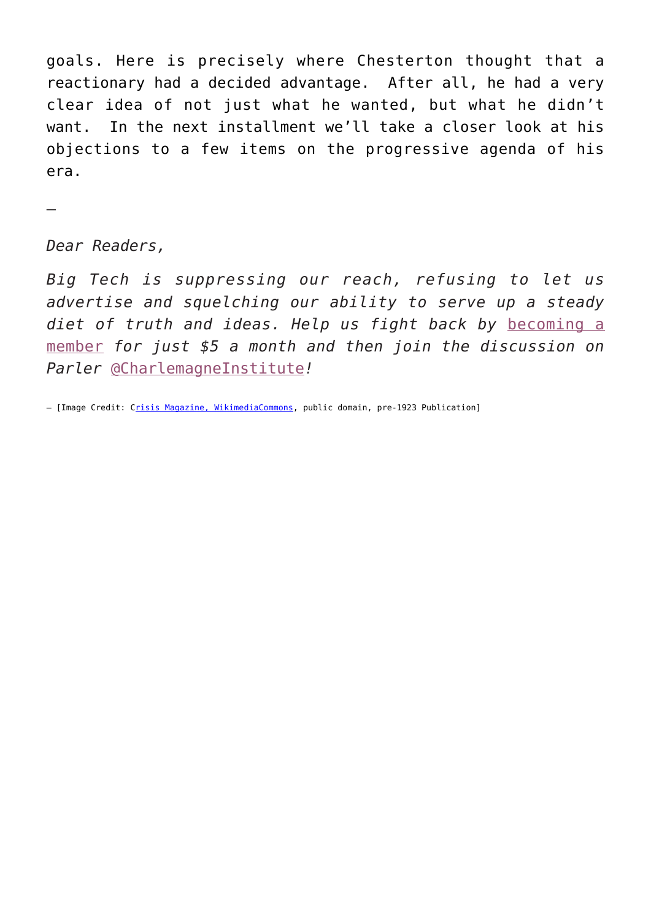goals. Here is precisely where Chesterton thought that a reactionary had a decided advantage. After all, he had a very clear idea of not just what he wanted, but what he didn't want. In the next installment we'll take a closer look at his objections to a few items on the progressive agenda of his era.

—

*Dear Readers,*

*Big Tech is suppressing our reach, refusing to let us advertise and squelching our ability to serve up a steady diet of truth and ideas. Help us fight back by* [becoming a member](#) *for just $5 a month and then join the discussion on Parler* [@CharlemagneInstitute](#)*!*

— [Image Credit: [Crisis Magazine, WikimediaCommons](#), public domain, pre-1923 Publication]